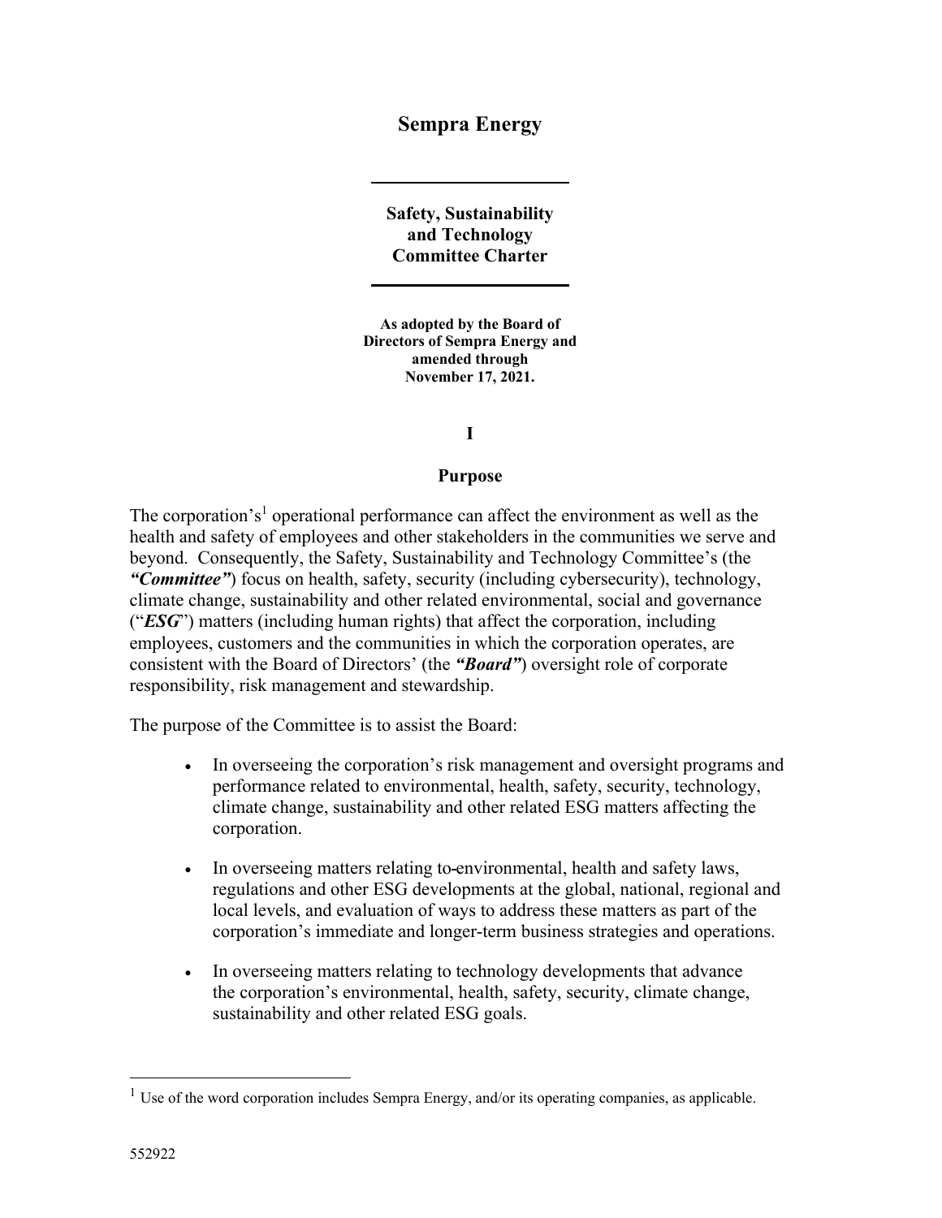# Sempra Energy

---

## Safety, Sustainability and Technology Committee Charter

---

**As adopted by the Board of Directors of Sempra Energy and amended through November 17, 2021.**

## I

## Purpose

The corporation's[1] operational performance can affect the environment as well as the health and safety of employees and other stakeholders in the communities we serve and beyond. Consequently, the Safety, Sustainability and Technology Committee's (the ***"Committee"***) focus on health, safety, security (including cybersecurity), technology, climate change, sustainability and other related environmental, social and governance ("***ESG***") matters (including human rights) that affect the corporation, including employees, customers and the communities in which the corporation operates, are consistent with the Board of Directors' (the ***"Board"***) oversight role of corporate responsibility, risk management and stewardship.

The purpose of the Committee is to assist the Board:

- In overseeing the corporation's risk management and oversight programs and performance related to environmental, health, safety, security, technology, climate change, sustainability and other related ESG matters affecting the corporation.

- In overseeing matters relating to environmental, health and safety laws, regulations and other ESG developments at the global, national, regional and local levels, and evaluation of ways to address these matters as part of the corporation's immediate and longer-term business strategies and operations.

- In overseeing matters relating to technology developments that advance the corporation's environmental, health, safety, security, climate change, sustainability and other related ESG goals.

---

[1] Use of the word corporation includes Sempra Energy, and/or its operating companies, as applicable.

552922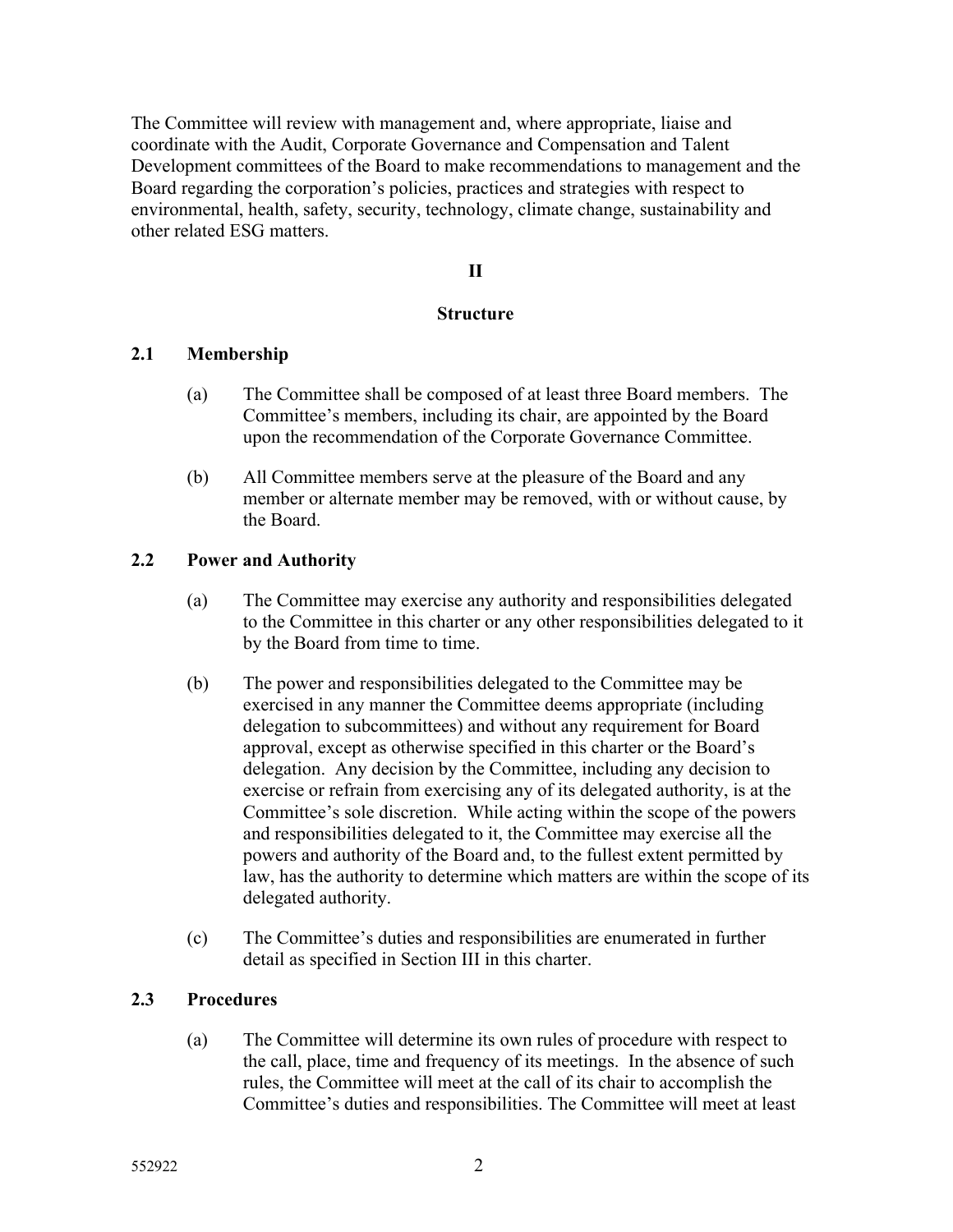The Committee will review with management and, where appropriate, liaise and coordinate with the Audit, Corporate Governance and Compensation and Talent Development committees of the Board to make recommendations to management and the Board regarding the corporation's policies, practices and strategies with respect to environmental, health, safety, security, technology, climate change, sustainability and other related ESG matters.

## II

## Structure

### 2.1 Membership

(a) The Committee shall be composed of at least three Board members. The Committee's members, including its chair, are appointed by the Board upon the recommendation of the Corporate Governance Committee.

(b) All Committee members serve at the pleasure of the Board and any member or alternate member may be removed, with or without cause, by the Board.

### 2.2 Power and Authority

(a) The Committee may exercise any authority and responsibilities delegated to the Committee in this charter or any other responsibilities delegated to it by the Board from time to time.

(b) The power and responsibilities delegated to the Committee may be exercised in any manner the Committee deems appropriate (including delegation to subcommittees) and without any requirement for Board approval, except as otherwise specified in this charter or the Board's delegation. Any decision by the Committee, including any decision to exercise or refrain from exercising any of its delegated authority, is at the Committee's sole discretion. While acting within the scope of the powers and responsibilities delegated to it, the Committee may exercise all the powers and authority of the Board and, to the fullest extent permitted by law, has the authority to determine which matters are within the scope of its delegated authority.

(c) The Committee's duties and responsibilities are enumerated in further detail as specified in Section III in this charter.

### 2.3 Procedures

(a) The Committee will determine its own rules of procedure with respect to the call, place, time and frequency of its meetings. In the absence of such rules, the Committee will meet at the call of its chair to accomplish the Committee's duties and responsibilities. The Committee will meet at least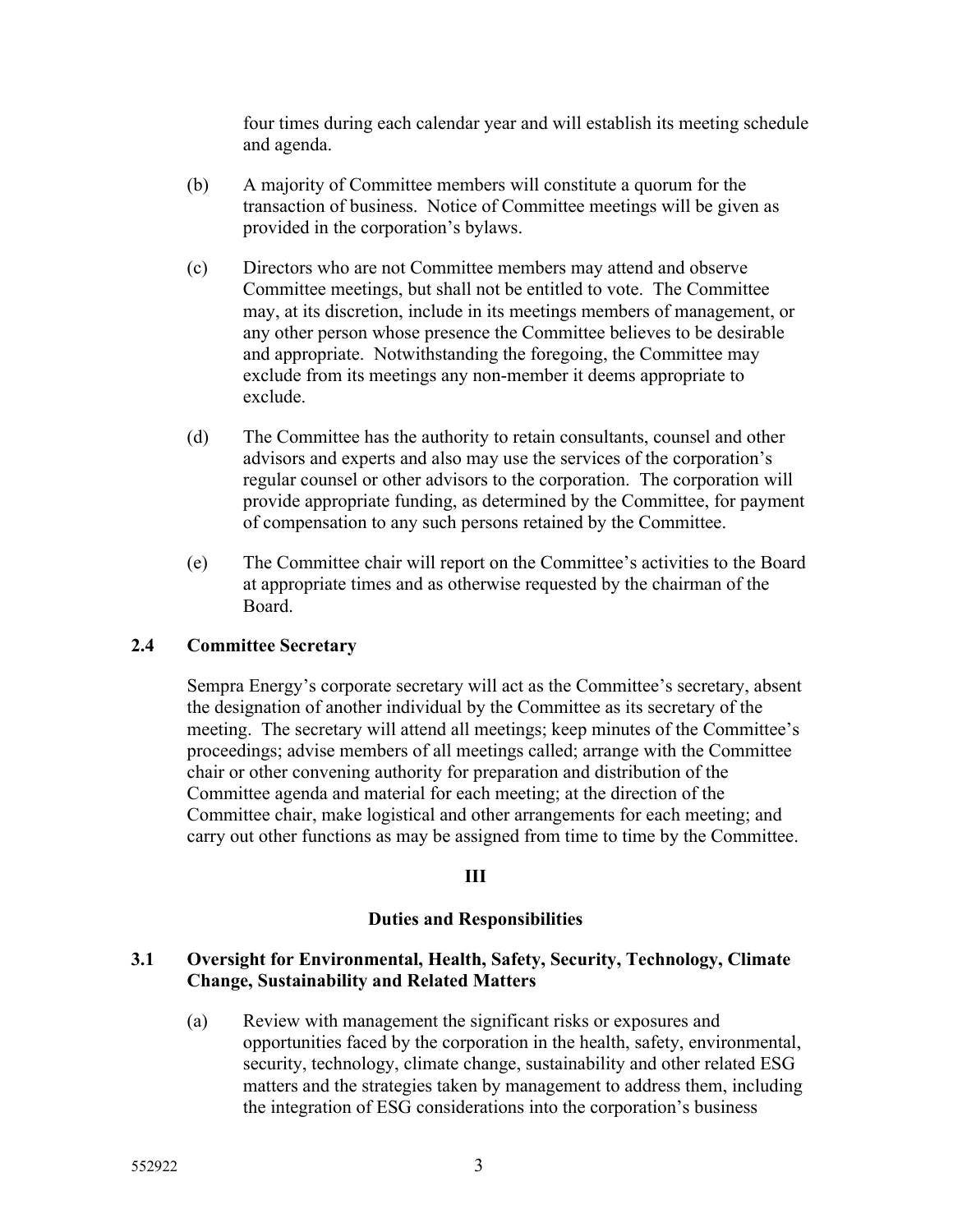four times during each calendar year and will establish its meeting schedule and agenda.

(b) A majority of Committee members will constitute a quorum for the transaction of business. Notice of Committee meetings will be given as provided in the corporation's bylaws.

(c) Directors who are not Committee members may attend and observe Committee meetings, but shall not be entitled to vote. The Committee may, at its discretion, include in its meetings members of management, or any other person whose presence the Committee believes to be desirable and appropriate. Notwithstanding the foregoing, the Committee may exclude from its meetings any non-member it deems appropriate to exclude.

(d) The Committee has the authority to retain consultants, counsel and other advisors and experts and also may use the services of the corporation's regular counsel or other advisors to the corporation. The corporation will provide appropriate funding, as determined by the Committee, for payment of compensation to any such persons retained by the Committee.

(e) The Committee chair will report on the Committee's activities to the Board at appropriate times and as otherwise requested by the chairman of the Board.

### 2.4 Committee Secretary

Sempra Energy's corporate secretary will act as the Committee's secretary, absent the designation of another individual by the Committee as its secretary of the meeting. The secretary will attend all meetings; keep minutes of the Committee's proceedings; advise members of all meetings called; arrange with the Committee chair or other convening authority for preparation and distribution of the Committee agenda and material for each meeting; at the direction of the Committee chair, make logistical and other arrangements for each meeting; and carry out other functions as may be assigned from time to time by the Committee.

## III

## Duties and Responsibilities

### 3.1 Oversight for Environmental, Health, Safety, Security, Technology, Climate Change, Sustainability and Related Matters

(a) Review with management the significant risks or exposures and opportunities faced by the corporation in the health, safety, environmental, security, technology, climate change, sustainability and other related ESG matters and the strategies taken by management to address them, including the integration of ESG considerations into the corporation's business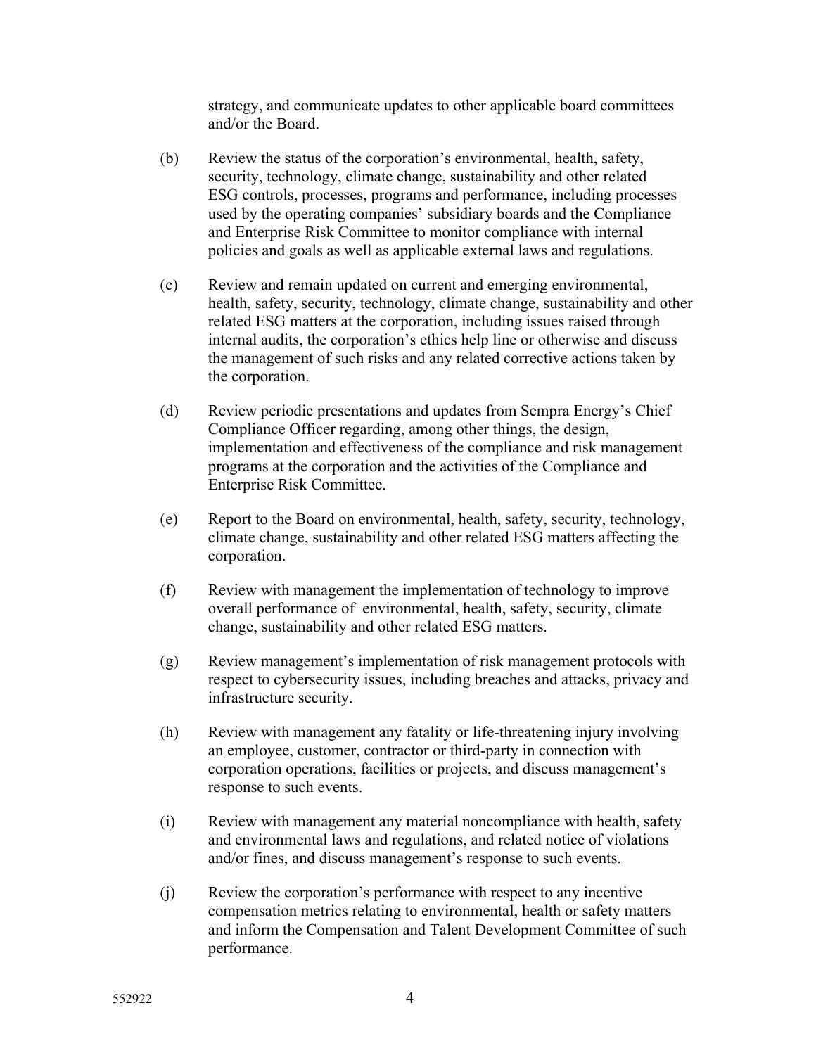strategy, and communicate updates to other applicable board committees and/or the Board.

(b) Review the status of the corporation's environmental, health, safety, security, technology, climate change, sustainability and other related ESG controls, processes, programs and performance, including processes used by the operating companies' subsidiary boards and the Compliance and Enterprise Risk Committee to monitor compliance with internal policies and goals as well as applicable external laws and regulations.

(c) Review and remain updated on current and emerging environmental, health, safety, security, technology, climate change, sustainability and other related ESG matters at the corporation, including issues raised through internal audits, the corporation's ethics help line or otherwise and discuss the management of such risks and any related corrective actions taken by the corporation.

(d) Review periodic presentations and updates from Sempra Energy's Chief Compliance Officer regarding, among other things, the design, implementation and effectiveness of the compliance and risk management programs at the corporation and the activities of the Compliance and Enterprise Risk Committee.

(e) Report to the Board on environmental, health, safety, security, technology, climate change, sustainability and other related ESG matters affecting the corporation.

(f) Review with management the implementation of technology to improve overall performance of environmental, health, safety, security, climate change, sustainability and other related ESG matters.

(g) Review management's implementation of risk management protocols with respect to cybersecurity issues, including breaches and attacks, privacy and infrastructure security.

(h) Review with management any fatality or life-threatening injury involving an employee, customer, contractor or third-party in connection with corporation operations, facilities or projects, and discuss management's response to such events.

(i) Review with management any material noncompliance with health, safety and environmental laws and regulations, and related notice of violations and/or fines, and discuss management's response to such events.

(j) Review the corporation's performance with respect to any incentive compensation metrics relating to environmental, health or safety matters and inform the Compensation and Talent Development Committee of such performance.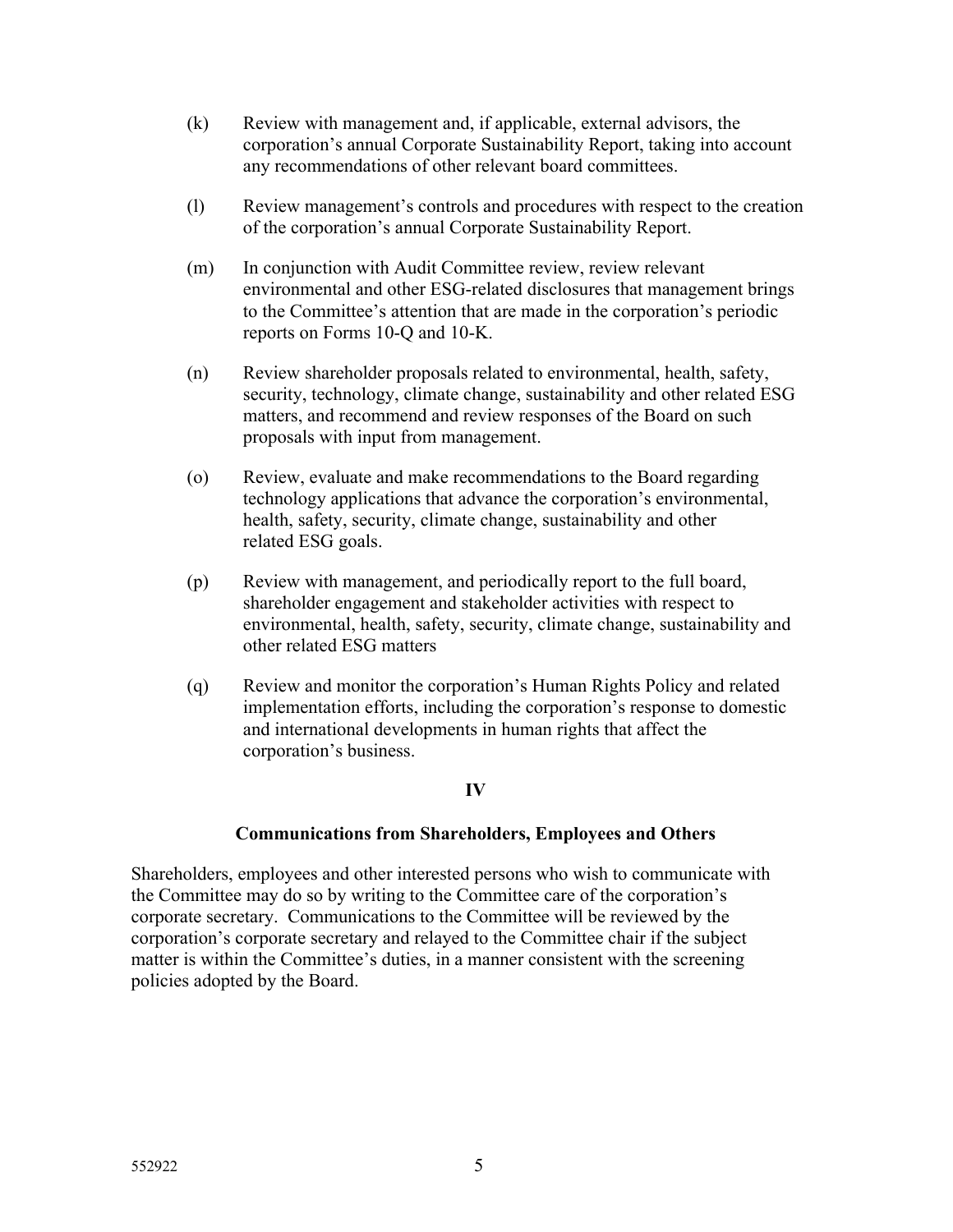(k) Review with management and, if applicable, external advisors, the corporation's annual Corporate Sustainability Report, taking into account any recommendations of other relevant board committees.

(l) Review management's controls and procedures with respect to the creation of the corporation's annual Corporate Sustainability Report.

(m) In conjunction with Audit Committee review, review relevant environmental and other ESG-related disclosures that management brings to the Committee's attention that are made in the corporation's periodic reports on Forms 10-Q and 10-K.

(n) Review shareholder proposals related to environmental, health, safety, security, technology, climate change, sustainability and other related ESG matters, and recommend and review responses of the Board on such proposals with input from management.

(o) Review, evaluate and make recommendations to the Board regarding technology applications that advance the corporation's environmental, health, safety, security, climate change, sustainability and other related ESG goals.

(p) Review with management, and periodically report to the full board, shareholder engagement and stakeholder activities with respect to environmental, health, safety, security, climate change, sustainability and other related ESG matters

(q) Review and monitor the corporation's Human Rights Policy and related implementation efforts, including the corporation's response to domestic and international developments in human rights that affect the corporation's business.

## IV

## Communications from Shareholders, Employees and Others

Shareholders, employees and other interested persons who wish to communicate with the Committee may do so by writing to the Committee care of the corporation's corporate secretary. Communications to the Committee will be reviewed by the corporation's corporate secretary and relayed to the Committee chair if the subject matter is within the Committee's duties, in a manner consistent with the screening policies adopted by the Board.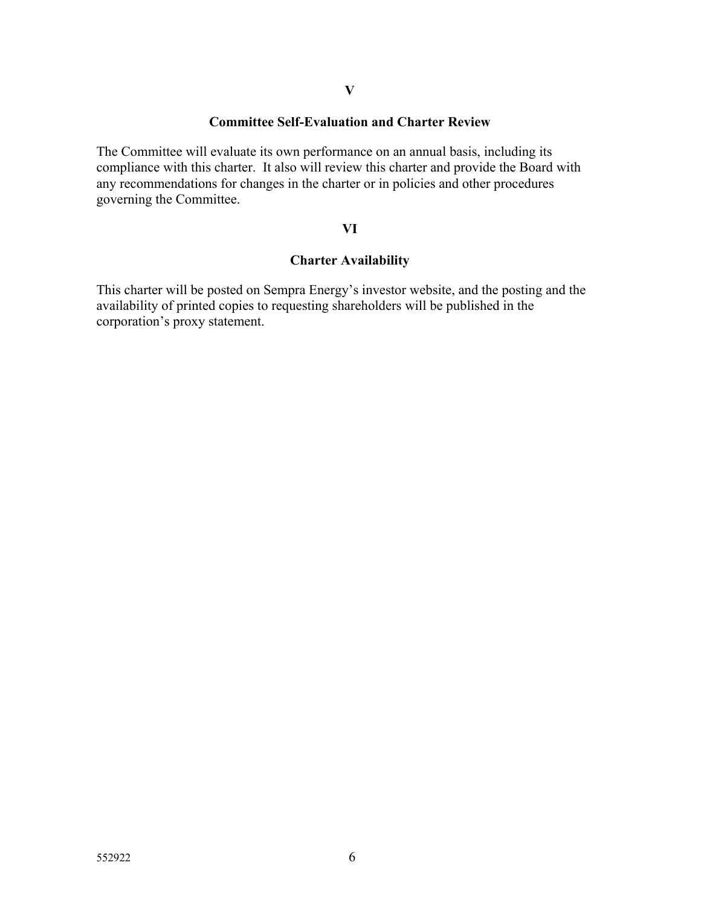## V

## Committee Self-Evaluation and Charter Review

The Committee will evaluate its own performance on an annual basis, including its compliance with this charter. It also will review this charter and provide the Board with any recommendations for changes in the charter or in policies and other procedures governing the Committee.

## VI

## Charter Availability

This charter will be posted on Sempra Energy's investor website, and the posting and the availability of printed copies to requesting shareholders will be published in the corporation's proxy statement.

552922